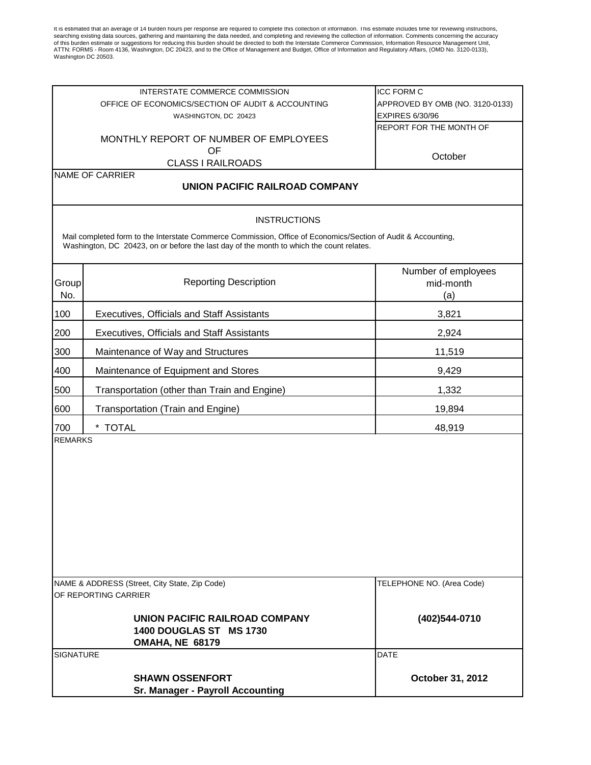It is estimated that an average of 14 burden hours per response are required to complete this collection of information. This estimate includes time for reviewing instructions, searching existing data sources, gathering and maintaining the data needed, and completing and reviewing the collection of information. Comments concerning the accuracy of this burden estimate or suggestions for reducing this burden should be directed to both the Interstate Commerce Commission, Information Resource Management Unit, ATTN: FORMS - Room 4136, Washington, DC 20423, and to the Office of Management and Budget, Office of Information and Regulatory Affairs, (OMD No. 3120-0133), Washington DC 20503.

INTERSTATE COMMERCE COMMISSION
OFFICE OF ECONOMICS/SECTION OF AUDIT & ACCOUNTING
WASHINGTON, DC 20423

ICC FORM C
APPROVED BY OMB (NO. 3120-0133)
EXPIRES 6/30/96

# MONTHLY REPORT OF NUMBER OF EMPLOYEES OF CLASS I RAILROADS

REPORT FOR THE MONTH OF: October

NAME OF CARRIER

**UNION PACIFIC RAILROAD COMPANY**

## INSTRUCTIONS

Mail completed form to the Interstate Commerce Commission, Office of Economics/Section of Audit & Accounting, Washington, DC 20423, on or before the last day of the month to which the count relates.

| Group No. | Reporting Description | Number of employees mid-month (a) |
|---|---|---|
| 100 | Executives, Officials and Staff Assistants | 3,821 |
| 200 | Executives, Officials and Staff Assistants | 2,924 |
| 300 | Maintenance of Way and Structures | 11,519 |
| 400 | Maintenance of Equipment and Stores | 9,429 |
| 500 | Transportation (other than Train and Engine) | 1,332 |
| 600 | Transportation (Train and Engine) | 19,894 |
| 700 | * TOTAL | 48,919 |

REMARKS

NAME & ADDRESS (Street, City State, Zip Code) OF REPORTING CARRIER

**UNION PACIFIC RAILROAD COMPANY**
**1400 DOUGLAS ST MS 1730**
**OMAHA, NE 68179**

TELEPHONE NO. (Area Code)

**(402)544-0710**

SIGNATURE

**SHAWN OSSENFORT**
**Sr. Manager - Payroll Accounting**

DATE

**October 31, 2012**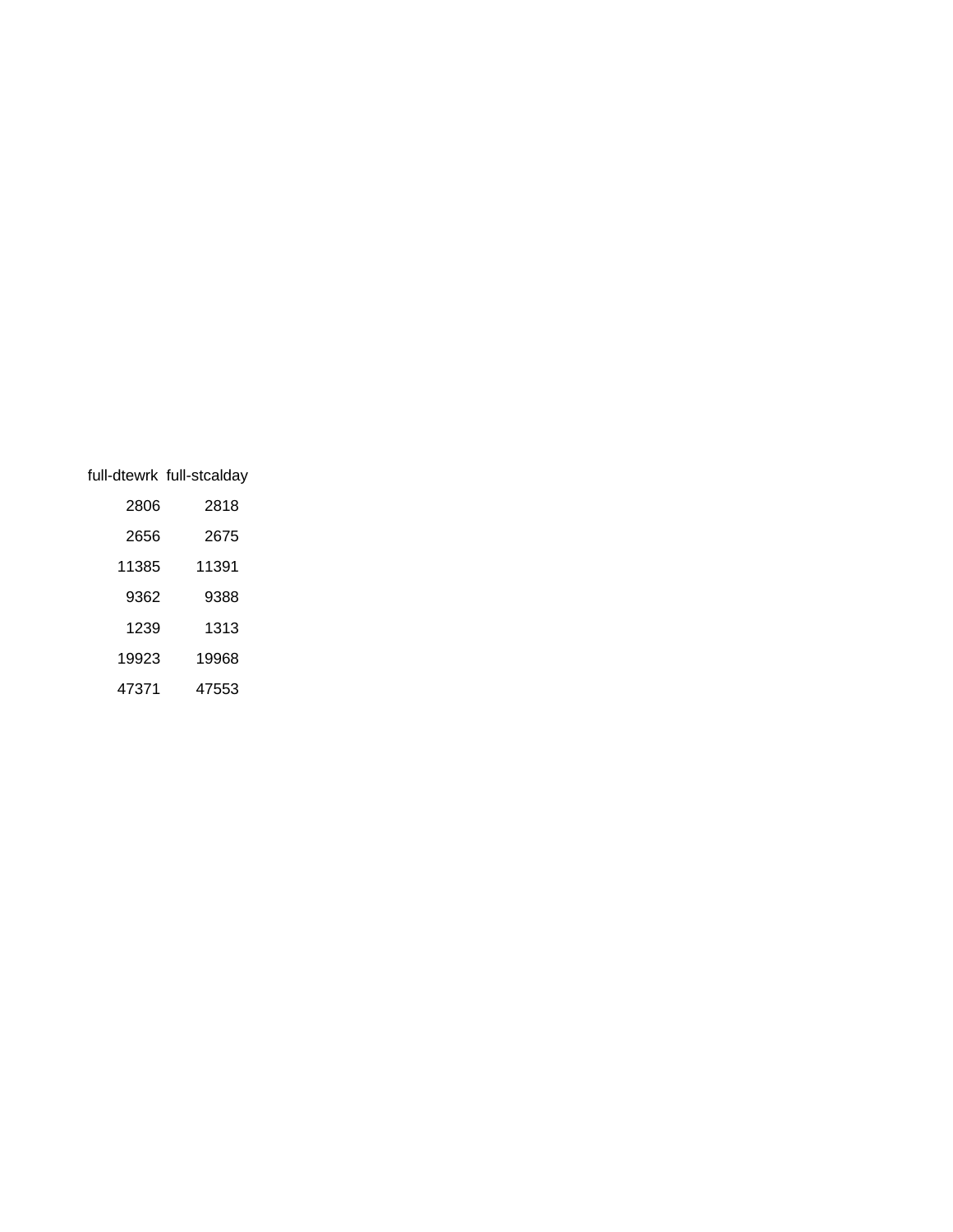| full-dtewrk | full-stcalday |
|---|---|
| 2806 | 2818 |
| 2656 | 2675 |
| 11385 | 11391 |
| 9362 | 9388 |
| 1239 | 1313 |
| 19923 | 19968 |
| 47371 | 47553 |